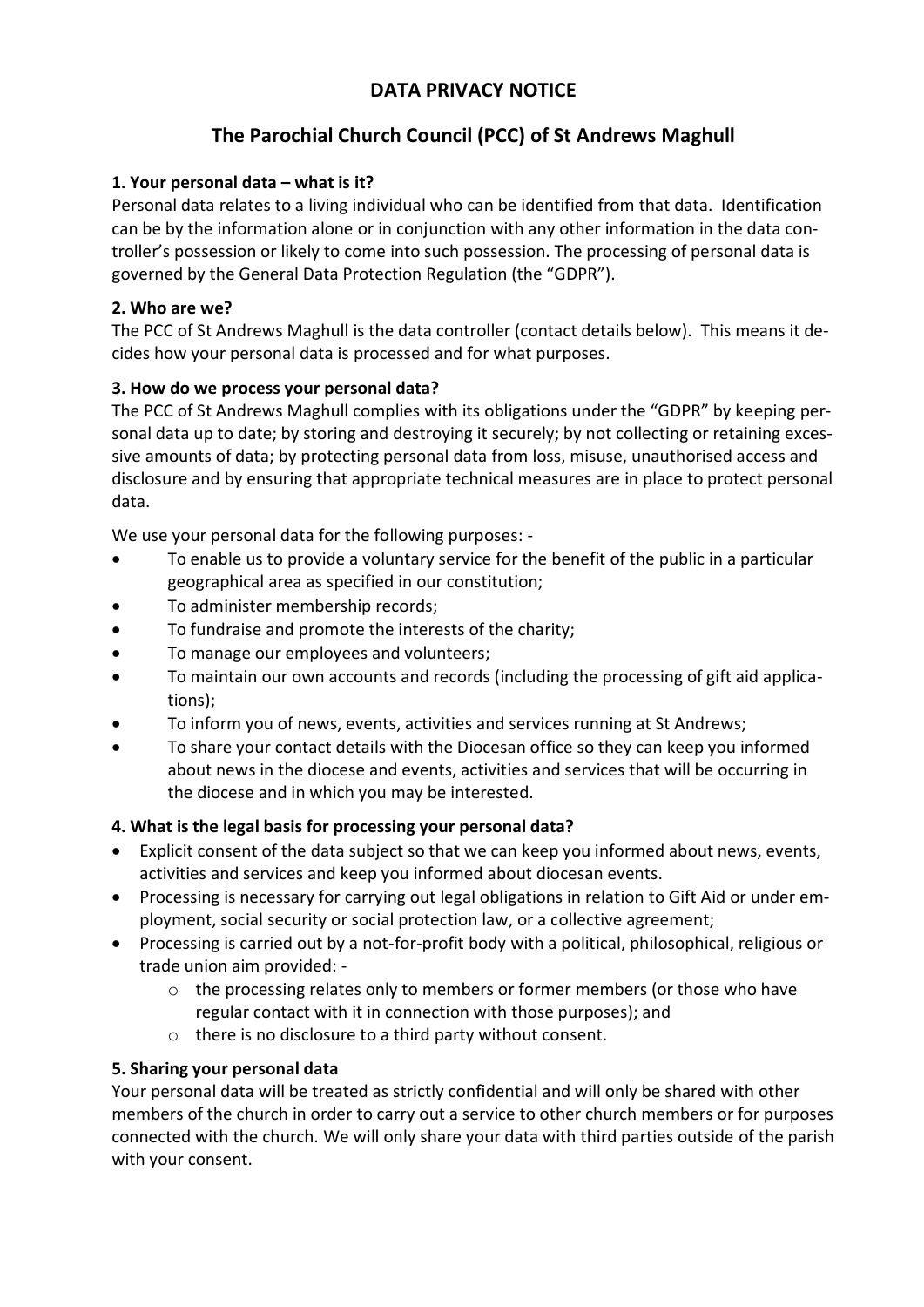# DATA PRIVACY NOTICE

## The Parochial Church Council (PCC) of St Andrews Maghull

### 1. Your personal data – what is it?

Personal data relates to a living individual who can be identified from that data. Identification can be by the information alone or in conjunction with any other information in the data controller's possession or likely to come into such possession. The processing of personal data is governed by the General Data Protection Regulation (the "GDPR").

### 2. Who are we?

The PCC of St Andrews Maghull is the data controller (contact details below). This means it decides how your personal data is processed and for what purposes.

### 3. How do we process your personal data?

The PCC of St Andrews Maghull complies with its obligations under the "GDPR" by keeping personal data up to date; by storing and destroying it securely; by not collecting or retaining excessive amounts of data; by protecting personal data from loss, misuse, unauthorised access and disclosure and by ensuring that appropriate technical measures are in place to protect personal data.

We use your personal data for the following purposes: -

- To enable us to provide a voluntary service for the benefit of the public in a particular geographical area as specified in our constitution;
- To administer membership records;
- To fundraise and promote the interests of the charity;
- To manage our employees and volunteers;
- To maintain our own accounts and records (including the processing of gift aid applications);
- To inform you of news, events, activities and services running at St Andrews;
- To share your contact details with the Diocesan office so they can keep you informed about news in the diocese and events, activities and services that will be occurring in the diocese and in which you may be interested.

### 4. What is the legal basis for processing your personal data?

- Explicit consent of the data subject so that we can keep you informed about news, events, activities and services and keep you informed about diocesan events.
- Processing is necessary for carrying out legal obligations in relation to Gift Aid or under employment, social security or social protection law, or a collective agreement;
- Processing is carried out by a not-for-profit body with a political, philosophical, religious or trade union aim provided: -
  - the processing relates only to members or former members (or those who have regular contact with it in connection with those purposes); and
  - there is no disclosure to a third party without consent.

### 5. Sharing your personal data

Your personal data will be treated as strictly confidential and will only be shared with other members of the church in order to carry out a service to other church members or for purposes connected with the church. We will only share your data with third parties outside of the parish with your consent.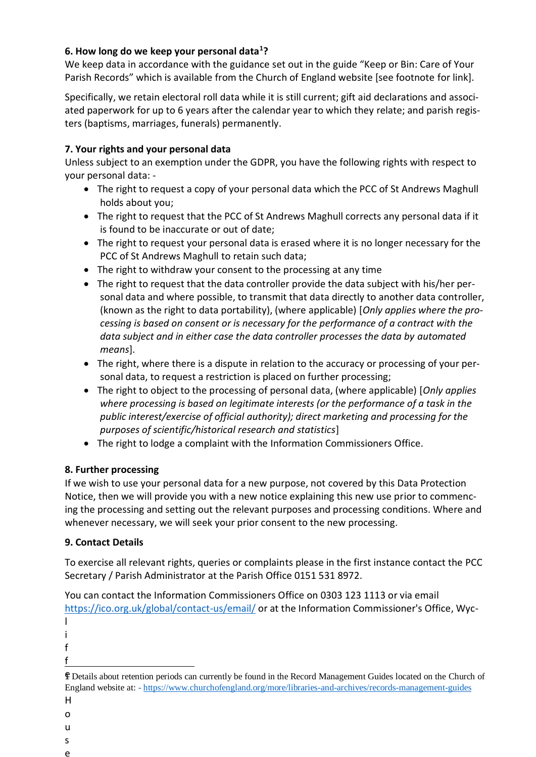### 6. How long do we keep your personal data[1]?

We keep data in accordance with the guidance set out in the guide "Keep or Bin: Care of Your Parish Records" which is available from the Church of England website [see footnote for link].

Specifically, we retain electoral roll data while it is still current; gift aid declarations and associated paperwork for up to 6 years after the calendar year to which they relate; and parish registers (baptisms, marriages, funerals) permanently.

### 7. Your rights and your personal data

Unless subject to an exemption under the GDPR, you have the following rights with respect to your personal data: -

- The right to request a copy of your personal data which the PCC of St Andrews Maghull holds about you;
- The right to request that the PCC of St Andrews Maghull corrects any personal data if it is found to be inaccurate or out of date;
- The right to request your personal data is erased where it is no longer necessary for the PCC of St Andrews Maghull to retain such data;
- The right to withdraw your consent to the processing at any time
- The right to request that the data controller provide the data subject with his/her personal data and where possible, to transmit that data directly to another data controller, (known as the right to data portability), (where applicable) [*Only applies where the processing is based on consent or is necessary for the performance of a contract with the data subject and in either case the data controller processes the data by automated means*].
- The right, where there is a dispute in relation to the accuracy or processing of your personal data, to request a restriction is placed on further processing;
- The right to object to the processing of personal data, (where applicable) [*Only applies where processing is based on legitimate interests (or the performance of a task in the public interest/exercise of official authority); direct marketing and processing for the purposes of scientific/historical research and statistics*]
- The right to lodge a complaint with the Information Commissioners Office.

### 8. Further processing

If we wish to use your personal data for a new purpose, not covered by this Data Protection Notice, then we will provide you with a new notice explaining this new use prior to commencing the processing and setting out the relevant purposes and processing conditions. Where and whenever necessary, we will seek your prior consent to the new processing.

### 9. Contact Details

To exercise all relevant rights, queries or complaints please in the first instance contact the PCC Secretary / Parish Administrator at the Parish Office 0151 531 8972.

You can contact the Information Commissioners Office on 0303 123 1113 or via email https://ico.org.uk/global/contact-us/email/ or at the Information Commissioner's Office, Wycliff House

---

[1] Details about retention periods can currently be found in the Record Management Guides located on the Church of England website at: - https://www.churchofengland.org/more/libraries-and-archives/records-management-guides